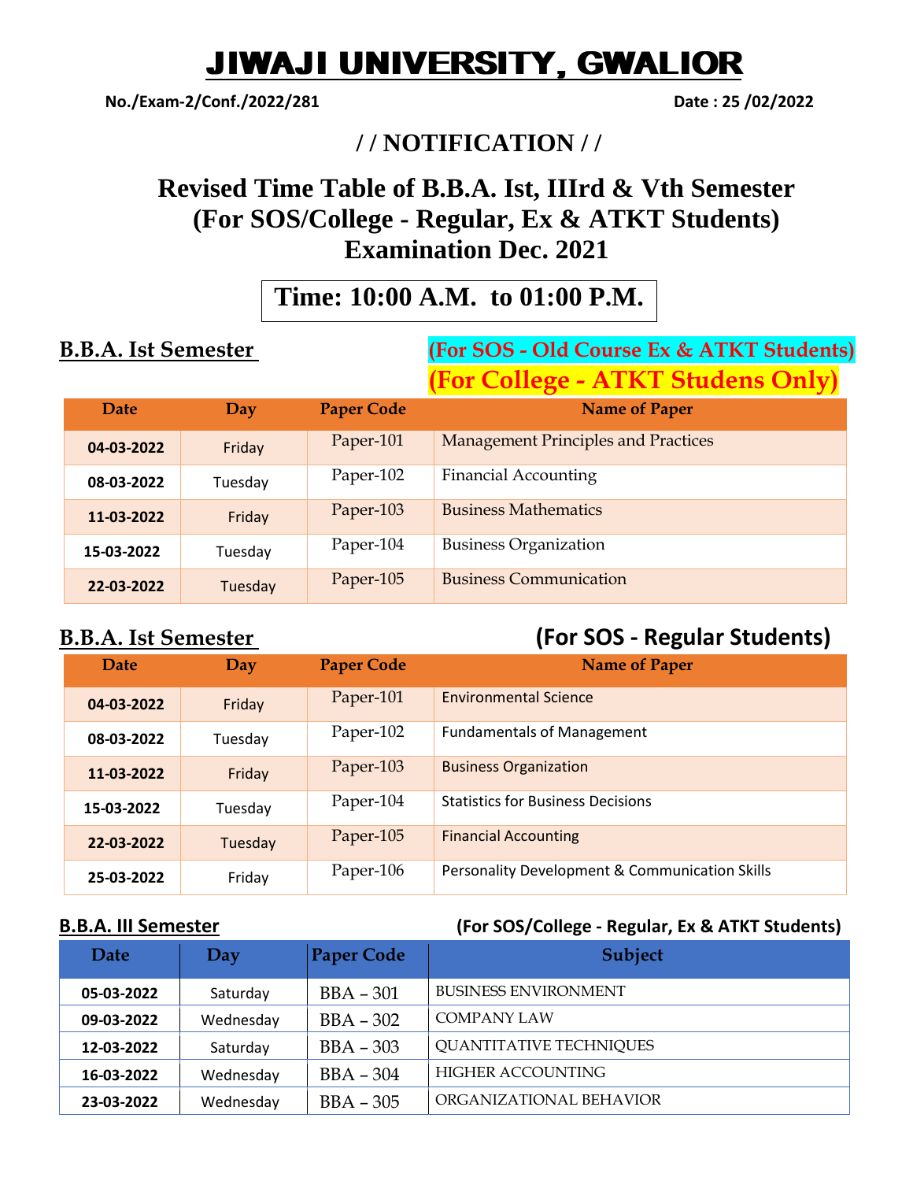# JIWAJI UNIVERSITY, GWALIOR

**No./Exam-2/Conf./2022/281** **Date : 25 /02/2022**

## / / NOTIFICATION / /

## Revised Time Table of B.B.A. Ist, IIIrd & Vth Semester (For SOS/College - Regular, Ex & ATKT Students) Examination Dec. 2021

**Time: 10:00 A.M. to 01:00 P.M.**

### B.B.A. Ist Semester

**(For SOS - Old Course Ex & ATKT Students)**
**(For College - ATKT Studens Only)**

| Date | Day | Paper Code | Name of Paper |
|---|---|---|---|
| 04-03-2022 | Friday | Paper-101 | Management Principles and Practices |
| 08-03-2022 | Tuesday | Paper-102 | Financial Accounting |
| 11-03-2022 | Friday | Paper-103 | Business Mathematics |
| 15-03-2022 | Tuesday | Paper-104 | Business Organization |
| 22-03-2022 | Tuesday | Paper-105 | Business Communication |

### B.B.A. Ist Semester

**(For SOS - Regular Students)**

| Date | Day | Paper Code | Name of Paper |
|---|---|---|---|
| 04-03-2022 | Friday | Paper-101 | Environmental Science |
| 08-03-2022 | Tuesday | Paper-102 | Fundamentals of Management |
| 11-03-2022 | Friday | Paper-103 | Business Organization |
| 15-03-2022 | Tuesday | Paper-104 | Statistics for Business Decisions |
| 22-03-2022 | Tuesday | Paper-105 | Financial Accounting |
| 25-03-2022 | Friday | Paper-106 | Personality Development & Communication Skills |

### B.B.A. III Semester

**(For SOS/College - Regular, Ex & ATKT Students)**

| Date | Day | Paper Code | Subject |
|---|---|---|---|
| 05-03-2022 | Saturday | BBA – 301 | BUSINESS ENVIRONMENT |
| 09-03-2022 | Wednesday | BBA – 302 | COMPANY LAW |
| 12-03-2022 | Saturday | BBA – 303 | QUANTITATIVE TECHNIQUES |
| 16-03-2022 | Wednesday | BBA – 304 | HIGHER ACCOUNTING |
| 23-03-2022 | Wednesday | BBA – 305 | ORGANIZATIONAL BEHAVIOR |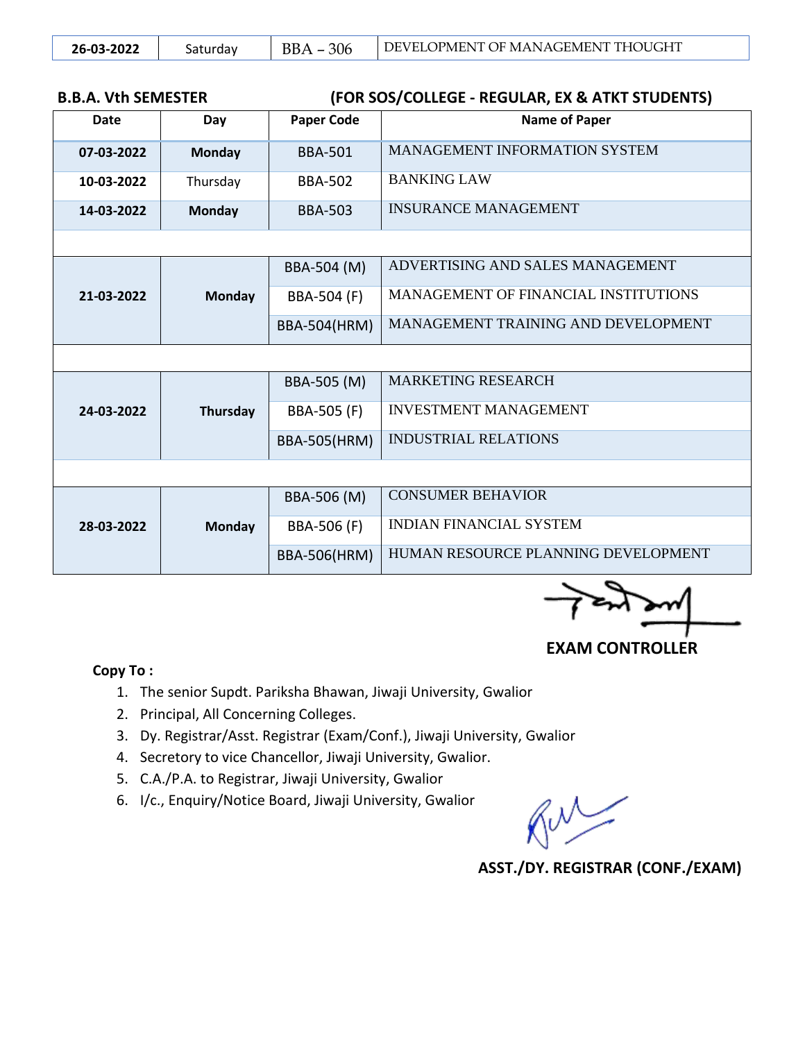| | | | |
|---|---|---|---|
| 26-03-2022 | Saturday | BBA – 306 | DEVELOPMENT OF MANAGEMENT THOUGHT |

**B.B.A. Vth SEMESTER (FOR SOS/COLLEGE - REGULAR, EX & ATKT STUDENTS)**

| Date | Day | Paper Code | Name of Paper |
|---|---|---|---|
| 07-03-2022 | Monday | BBA-501 | MANAGEMENT INFORMATION SYSTEM |
| 10-03-2022 | Thursday | BBA-502 | BANKING LAW |
| 14-03-2022 | Monday | BBA-503 | INSURANCE MANAGEMENT |
| | | | |
| 21-03-2022 | Monday | BBA-504 (M) | ADVERTISING AND SALES MANAGEMENT |
| | | BBA-504 (F) | MANAGEMENT OF FINANCIAL INSTITUTIONS |
| | | BBA-504(HRM) | MANAGEMENT TRAINING AND DEVELOPMENT |
| | | | |
| 24-03-2022 | Thursday | BBA-505 (M) | MARKETING RESEARCH |
| | | BBA-505 (F) | INVESTMENT MANAGEMENT |
| | | BBA-505(HRM) | INDUSTRIAL RELATIONS |
| | | | |
| 28-03-2022 | Monday | BBA-506 (M) | CONSUMER BEHAVIOR |
| | | BBA-506 (F) | INDIAN FINANCIAL SYSTEM |
| | | BBA-506(HRM) | HUMAN RESOURCE PLANNING DEVELOPMENT |

**EXAM CONTROLLER**

**Copy To :**

1. The senior Supdt. Pariksha Bhawan, Jiwaji University, Gwalior
2. Principal, All Concerning Colleges.
3. Dy. Registrar/Asst. Registrar (Exam/Conf.), Jiwaji University, Gwalior
4. Secretory to vice Chancellor, Jiwaji University, Gwalior.
5. C.A./P.A. to Registrar, Jiwaji University, Gwalior
6. I/c., Enquiry/Notice Board, Jiwaji University, Gwalior

**ASST./DY. REGISTRAR (CONF./EXAM)**